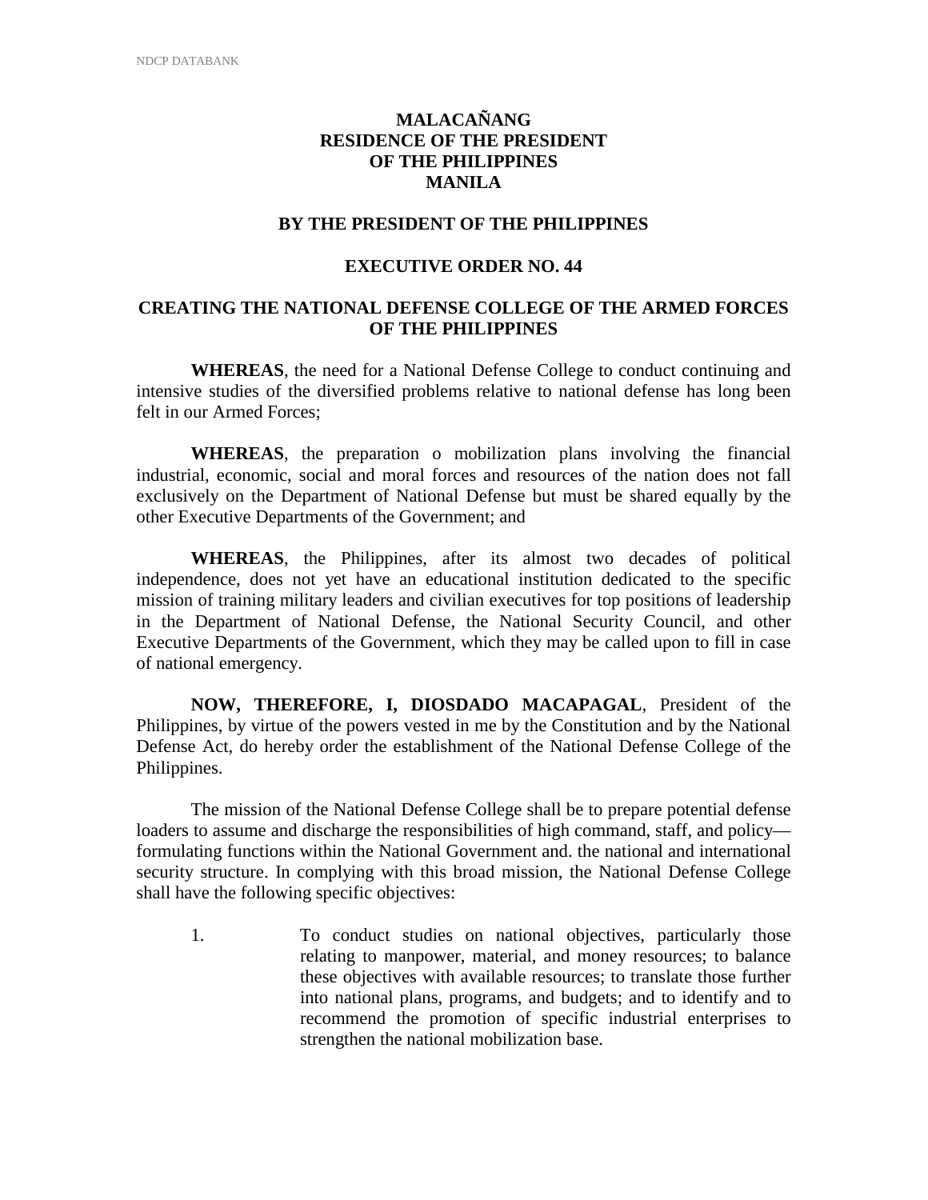**MALACAÑANG**
**RESIDENCE OF THE PRESIDENT**
**OF THE PHILIPPINES**
**MANILA**

**BY THE PRESIDENT OF THE PHILIPPINES**

# EXECUTIVE ORDER NO. 44

## CREATING THE NATIONAL DEFENSE COLLEGE OF THE ARMED FORCES OF THE PHILIPPINES

**WHEREAS**, the need for a National Defense College to conduct continuing and intensive studies of the diversified problems relative to national defense has long been felt in our Armed Forces;

**WHEREAS**, the preparation o mobilization plans involving the financial industrial, economic, social and moral forces and resources of the nation does not fall exclusively on the Department of National Defense but must be shared equally by the other Executive Departments of the Government; and

**WHEREAS**, the Philippines, after its almost two decades of political independence, does not yet have an educational institution dedicated to the specific mission of training military leaders and civilian executives for top positions of leadership in the Department of National Defense, the National Security Council, and other Executive Departments of the Government, which they may be called upon to fill in case of national emergency.

**NOW, THEREFORE, I, DIOSDADO MACAPAGAL**, President of the Philippines, by virtue of the powers vested in me by the Constitution and by the National Defense Act, do hereby order the establishment of the National Defense College of the Philippines.

The mission of the National Defense College shall be to prepare potential defense loaders to assume and discharge the responsibilities of high command, staff, and policy—formulating functions within the National Government and. the national and international security structure. In complying with this broad mission, the National Defense College shall have the following specific objectives:

1. To conduct studies on national objectives, particularly those relating to manpower, material, and money resources; to balance these objectives with available resources; to translate those further into national plans, programs, and budgets; and to identify and to recommend the promotion of specific industrial enterprises to strengthen the national mobilization base.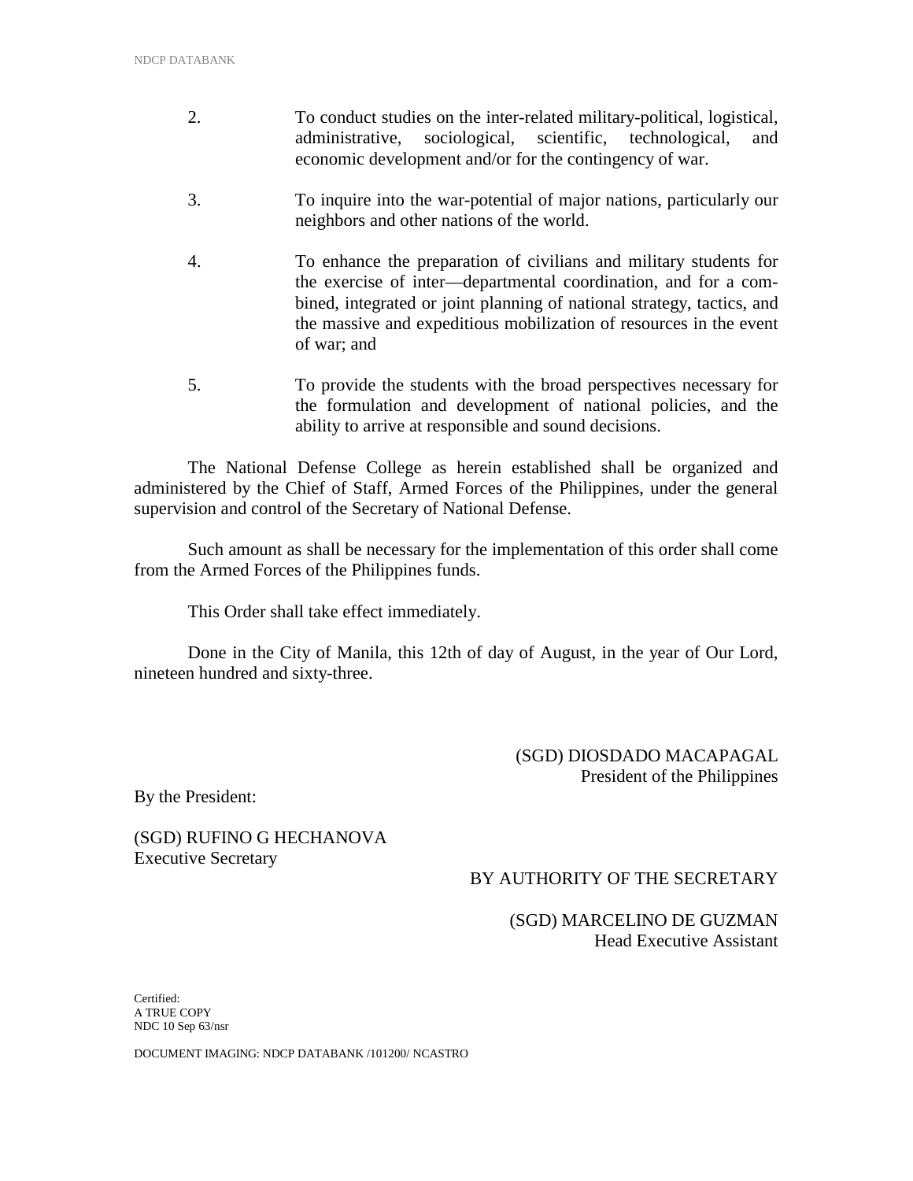2. To conduct studies on the inter-related military-political, logistical, administrative, sociological, scientific, technological, and economic development and/or for the contingency of war.

3. To inquire into the war-potential of major nations, particularly our neighbors and other nations of the world.

4. To enhance the preparation of civilians and military students for the exercise of inter—departmental coordination, and for a combined, integrated or joint planning of national strategy, tactics, and the massive and expeditious mobilization of resources in the event of war; and

5. To provide the students with the broad perspectives necessary for the formulation and development of national policies, and the ability to arrive at responsible and sound decisions.

The National Defense College as herein established shall be organized and administered by the Chief of Staff, Armed Forces of the Philippines, under the general supervision and control of the Secretary of National Defense.

Such amount as shall be necessary for the implementation of this order shall come from the Armed Forces of the Philippines funds.

This Order shall take effect immediately.

Done in the City of Manila, this 12th of day of August, in the year of Our Lord, nineteen hundred and sixty-three.

(SGD) DIOSDADO MACAPAGAL
President of the Philippines

By the President:

(SGD) RUFINO G HECHANOVA
Executive Secretary

BY AUTHORITY OF THE SECRETARY

(SGD) MARCELINO DE GUZMAN
Head Executive Assistant

Certified:
A TRUE COPY
NDC 10 Sep 63/nsr

DOCUMENT IMAGING: NDCP DATABANK /101200/ NCASTRO